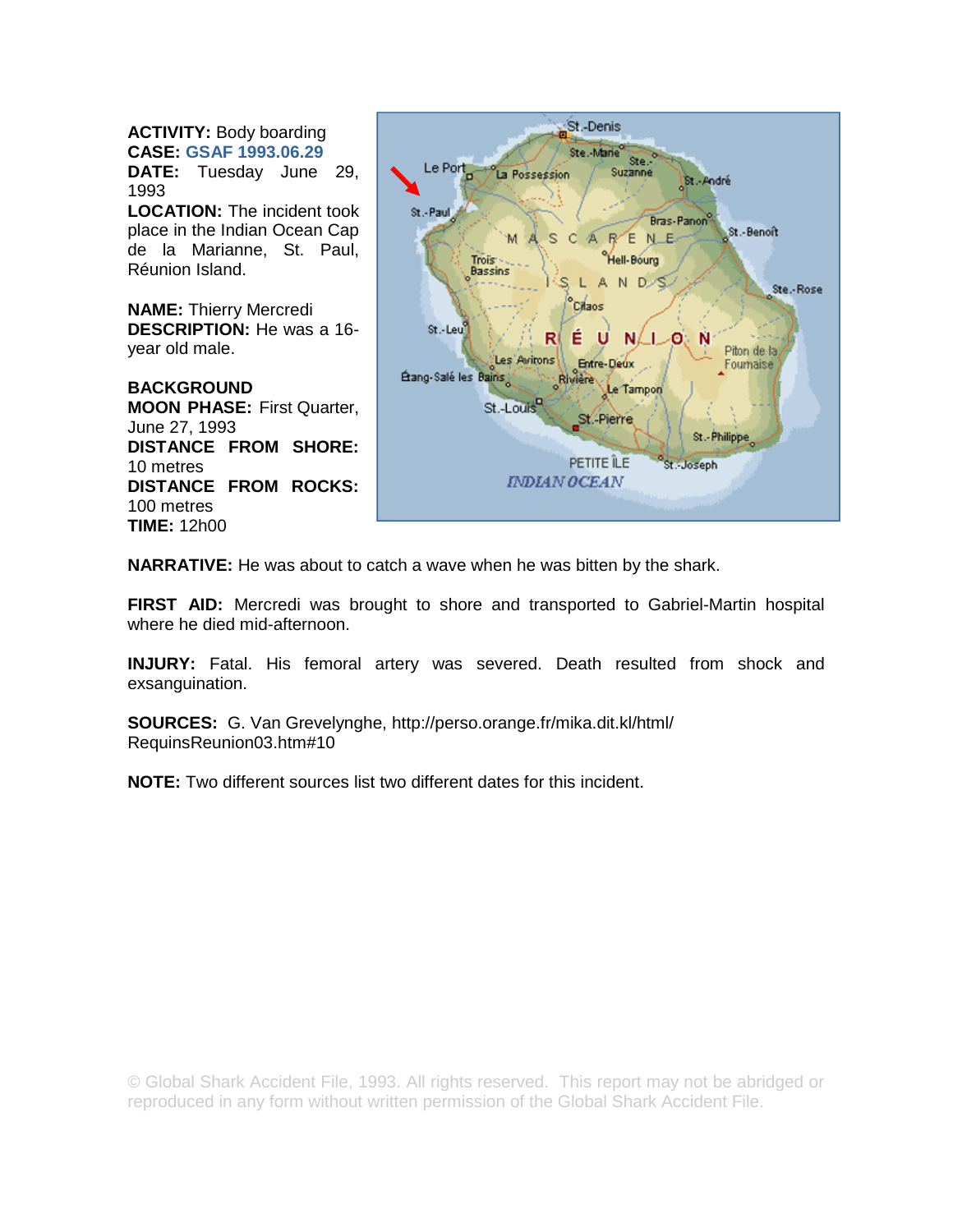**ACTIVITY:** Body boarding
**CASE:** GSAF 1993.06.29
**DATE:** Tuesday June 29, 1993
**LOCATION:** The incident took place in the Indian Ocean Cap de la Marianne, St. Paul, Réunion Island.

**NAME:** Thierry Mercredi
**DESCRIPTION:** He was a 16-year old male.

**BACKGROUND**
**MOON PHASE:** First Quarter, June 27, 1993
**DISTANCE FROM SHORE:** 10 metres
**DISTANCE FROM ROCKS:** 100 metres
**TIME:** 12h00

**NARRATIVE:** He was about to catch a wave when he was bitten by the shark.

**FIRST AID:** Mercredi was brought to shore and transported to Gabriel-Martin hospital where he died mid-afternoon.

**INJURY:** Fatal. His femoral artery was severed. Death resulted from shock and exsanguination.

**SOURCES:** G. Van Grevelynghe, http://perso.orange.fr/mika.dit.kl/html/RequinsReunion03.htm#10

**NOTE:** Two different sources list two different dates for this incident.

© Global Shark Accident File, 1993. All rights reserved. This report may not be abridged or reproduced in any form without written permission of the Global Shark Accident File.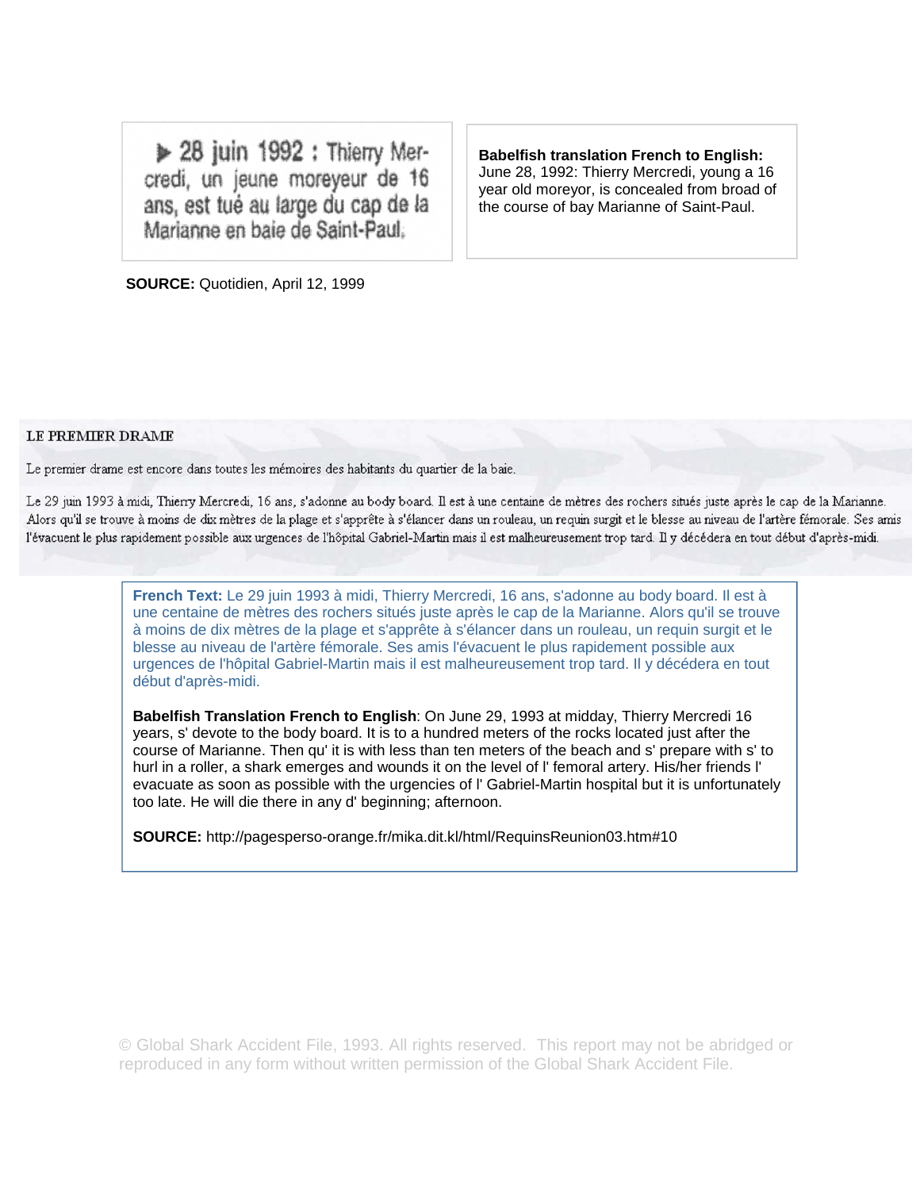▶ 28 juin 1992 : Thierry Mercredi, un jeune moreyeur de 16 ans, est tué au large du cap de la Marianne en baie de Saint-Paul.

**Babelfish translation French to English:** June 28, 1992: Thierry Mercredi, young a 16 year old moreyor, is concealed from broad of the course of bay Marianne of Saint-Paul.

**SOURCE:** Quotidien, April 12, 1999

LE PREMIER DRAME

Le premier drame est encore dans toutes les mémoires des habitants du quartier de la baie.

Le 29 juin 1993 à midi, Thierry Mercredi, 16 ans, s'adonne au body board. Il est à une centaine de mètres des rochers situés juste après le cap de la Marianne. Alors qu'il se trouve à moins de dix mètres de la plage et s'apprête à s'élancer dans un rouleau, un requin surgit et le blesse au niveau de l'artère fémorale. Ses amis l'évacuent le plus rapidement possible aux urgences de l'hôpital Gabriel-Martin mais il est malheureusement trop tard. Il y décédera en tout début d'après-midi.

**French Text:** Le 29 juin 1993 à midi, Thierry Mercredi, 16 ans, s'adonne au body board. Il est à une centaine de mètres des rochers situés juste après le cap de la Marianne. Alors qu'il se trouve à moins de dix mètres de la plage et s'apprête à s'élancer dans un rouleau, un requin surgit et le blesse au niveau de l'artère fémorale. Ses amis l'évacuent le plus rapidement possible aux urgences de l'hôpital Gabriel-Martin mais il est malheureusement trop tard. Il y décédera en tout début d'après-midi.

**Babelfish Translation French to English**: On June 29, 1993 at midday, Thierry Mercredi 16 years, s' devote to the body board. It is to a hundred meters of the rocks located just after the course of Marianne. Then qu' it is with less than ten meters of the beach and s' prepare with s' to hurl in a roller, a shark emerges and wounds it on the level of l' femoral artery. His/her friends l' evacuate as soon as possible with the urgencies of l' Gabriel-Martin hospital but it is unfortunately too late. He will die there in any d' beginning; afternoon.

**SOURCE:** http://pagesperso-orange.fr/mika.dit.kl/html/RequinsReunion03.htm#10

© Global Shark Accident File, 1993. All rights reserved. This report may not be abridged or reproduced in any form without written permission of the Global Shark Accident File.